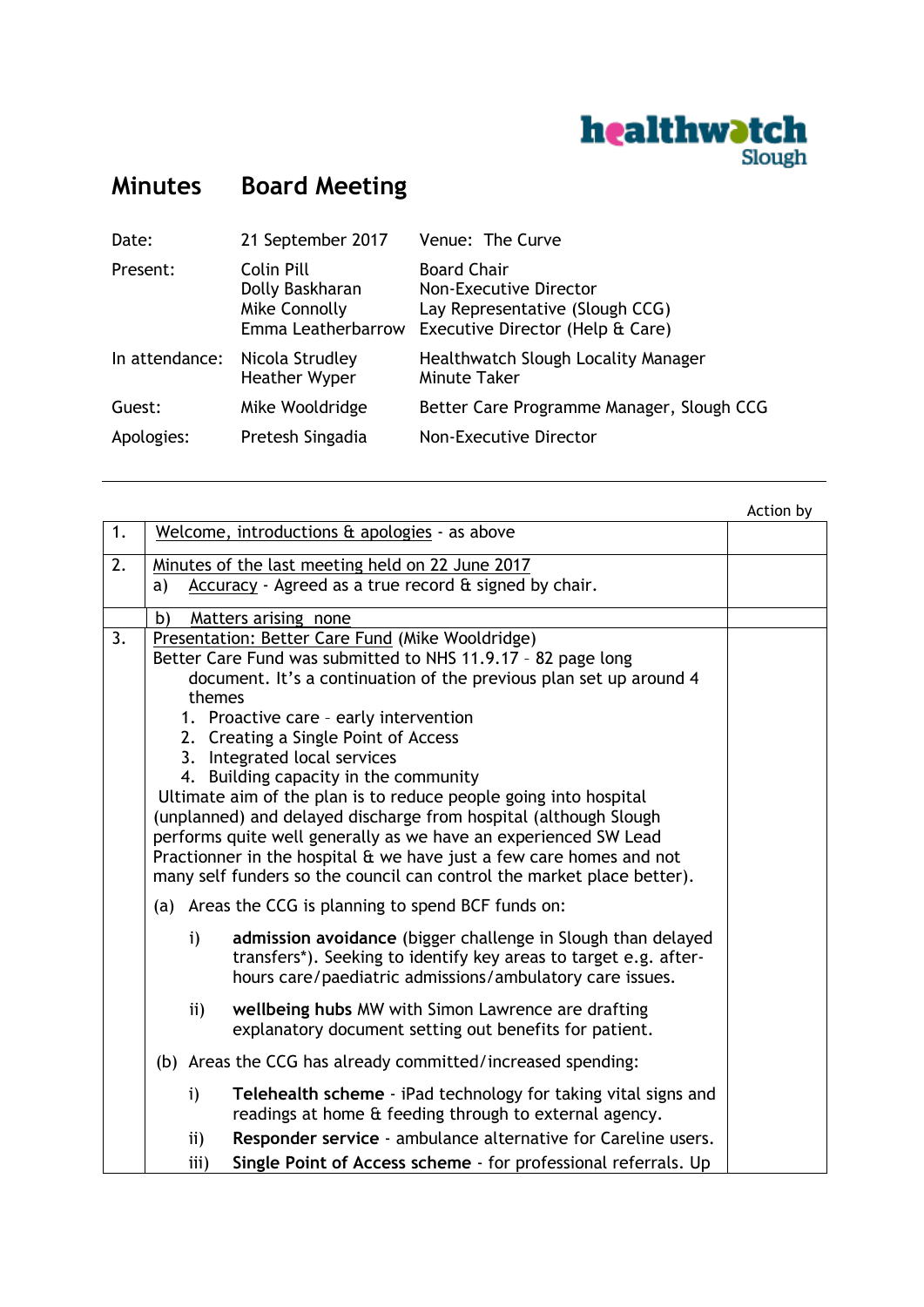# Minutes Board Meeting

| | | |
|---|---|---|
| Date: | 21 September 2017 | Venue: The Curve |
| Present: | Colin Pill<br>Dolly Baskharan<br>Mike Connolly<br>Emma Leatherbarrow | Board Chair<br>Non-Executive Director<br>Lay Representative (Slough CCG)<br>Executive Director (Help & Care) |
| In attendance: | Nicola Strudley<br>Heather Wyper | Healthwatch Slough Locality Manager<br>Minute Taker |
| Guest: | Mike Wooldridge | Better Care Programme Manager, Slough CCG |
| Apologies: | Pretesh Singadia | Non-Executive Director |

---

| | | Action by |
|---|---|---|
| 1. | Welcome, introductions & apologies - as above | |
| 2. | Minutes of the last meeting held on 22 June 2017<br>a) Accuracy - Agreed as a true record & signed by chair. | |
| | b) Matters arising none | |
| 3. | Presentation: Better Care Fund (Mike Wooldridge)<br>Better Care Fund was submitted to NHS 11.9.17 – 82 page long document. It's a continuation of the previous plan set up around 4 themes<br>1. Proactive care – early intervention<br>2. Creating a Single Point of Access<br>3. Integrated local services<br>4. Building capacity in the community<br>Ultimate aim of the plan is to reduce people going into hospital (unplanned) and delayed discharge from hospital (although Slough performs quite well generally as we have an experienced SW Lead Practionner in the hospital & we have just a few care homes and not many self funders so the council can control the market place better).<br>(a) Areas the CCG is planning to spend BCF funds on:<br>i) **admission avoidance** (bigger challenge in Slough than delayed transfers*). Seeking to identify key areas to target e.g. after-hours care/paediatric admissions/ambulatory care issues.<br>ii) **wellbeing hubs** MW with Simon Lawrence are drafting explanatory document setting out benefits for patient.<br>(b) Areas the CCG has already committed/increased spending:<br>i) **Telehealth scheme** - iPad technology for taking vital signs and readings at home & feeding through to external agency.<br>ii) **Responder service** - ambulance alternative for Careline users.<br>iii) **Single Point of Access scheme** - for professional referrals. Up | |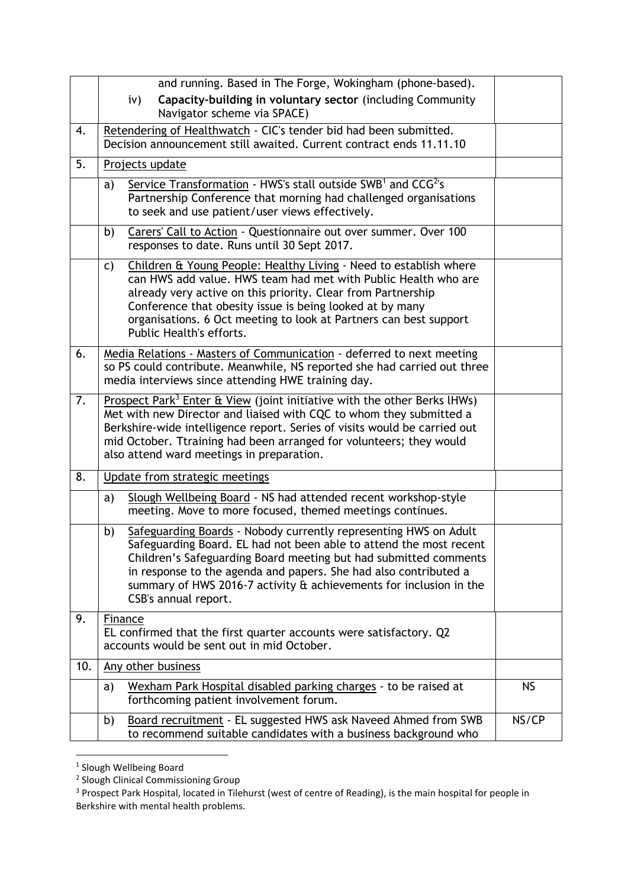| | | |
|---|---|---|
| | and running. Based in The Forge, Wokingham (phone-based).<br>iv) **Capacity-building in voluntary sector** (including Community Navigator scheme via SPACE) | |
| 4. | Retendering of Healthwatch - CIC's tender bid had been submitted. Decision announcement still awaited. Current contract ends 11.11.10 | |
| 5. | Projects update | |
| | a) Service Transformation - HWS's stall outside SWB[1] and CCG[2]'s Partnership Conference that morning had challenged organisations to seek and use patient/user views effectively. | |
| | b) Carers' Call to Action - Questionnaire out over summer. Over 100 responses to date. Runs until 30 Sept 2017. | |
| | c) Children & Young People: Healthy Living - Need to establish where can HWS add value. HWS team had met with Public Health who are already very active on this priority. Clear from Partnership Conference that obesity issue is being looked at by many organisations. 6 Oct meeting to look at Partners can best support Public Health's efforts. | |
| 6. | Media Relations - Masters of Communication - deferred to next meeting so PS could contribute. Meanwhile, NS reported she had carried out three media interviews since attending HWE training day. | |
| 7. | Prospect Park[3] Enter & View (joint initiative with the other Berks lHWs) Met with new Director and liaised with CQC to whom they submitted a Berkshire-wide intelligence report. Series of visits would be carried out mid October. Ttraining had been arranged for volunteers; they would also attend ward meetings in preparation. | |
| 8. | Update from strategic meetings | |
| | a) Slough Wellbeing Board - NS had attended recent workshop-style meeting. Move to more focused, themed meetings continues. | |
| | b) Safeguarding Boards - Nobody currently representing HWS on Adult Safeguarding Board. EL had not been able to attend the most recent Children's Safeguarding Board meeting but had submitted comments in response to the agenda and papers. She had also contributed a summary of HWS 2016-7 activity & achievements for inclusion in the CSB's annual report. | |
| 9. | Finance<br>EL confirmed that the first quarter accounts were satisfactory. Q2 accounts would be sent out in mid October. | |
| 10. | Any other business | |
| | a) Wexham Park Hospital disabled parking charges - to be raised at forthcoming patient involvement forum. | NS |
| | b) Board recruitment - EL suggested HWS ask Naveed Ahmed from SWB to recommend suitable candidates with a business background who | NS/CP |

[1] Slough Wellbeing Board

[2] Slough Clinical Commissioning Group

[3] Prospect Park Hospital, located in Tilehurst (west of centre of Reading), is the main hospital for people in Berkshire with mental health problems.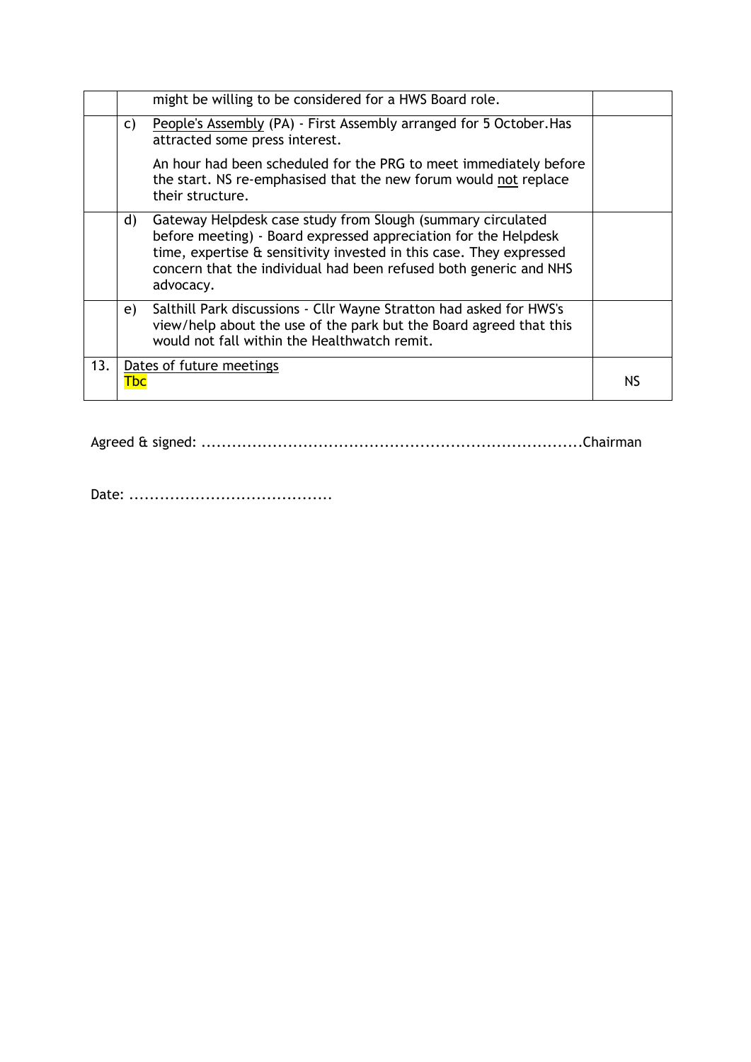| | | | |
|---|---|---|---|
| | | might be willing to be considered for a HWS Board role. | |
| | c) | People's Assembly (PA) - First Assembly arranged for 5 October. Has attracted some press interest.<br><br>An hour had been scheduled for the PRG to meet immediately before the start. NS re-emphasised that the new forum would not replace their structure. | |
| | d) | Gateway Helpdesk case study from Slough (summary circulated before meeting) - Board expressed appreciation for the Helpdesk time, expertise & sensitivity invested in this case. They expressed concern that the individual had been refused both generic and NHS advocacy. | |
| | e) | Salthill Park discussions - Cllr Wayne Stratton had asked for HWS's view/help about the use of the park but the Board agreed that this would not fall within the Healthwatch remit. | |
| 13. | | Dates of future meetings<br>Tbc | NS |

Agreed & signed: ..........................................................................Chairman

Date: ........................................